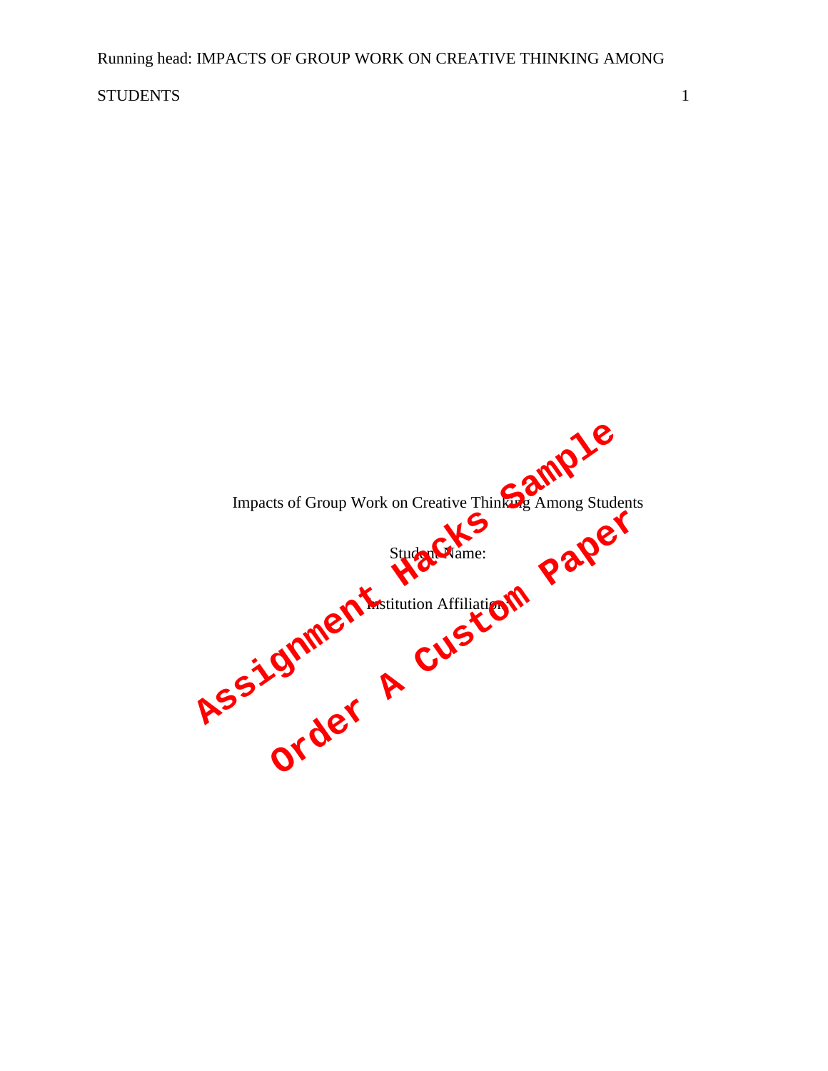Impacts of Group Work on Creative Thinking Among Students

Student Name:

Institution Affiliation: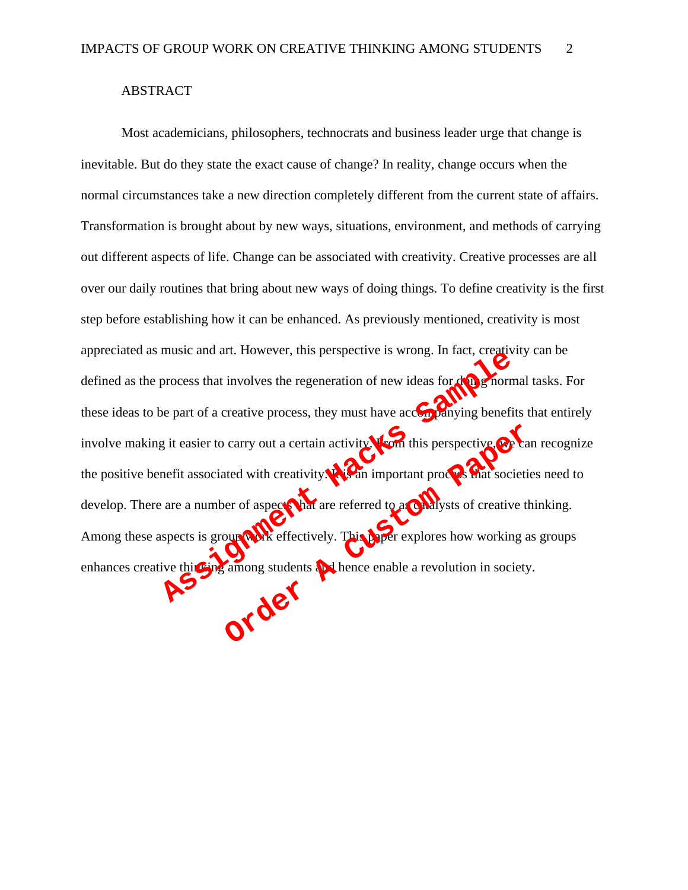## ABSTRACT

Most academicians, philosophers, technocrats and business leader urge that change is inevitable. But do they state the exact cause of change? In reality, change occurs when the normal circumstances take a new direction completely different from the current state of affairs. Transformation is brought about by new ways, situations, environment, and methods of carrying out different aspects of life. Change can be associated with creativity. Creative processes are all over our daily routines that bring about new ways of doing things. To define creativity is the first step before establishing how it can be enhanced. As previously mentioned, creativity is most appreciated as music and art. However, this perspective is wrong. In fact, creativity can be defined as the process that involves the regeneration of new ideas for doing normal tasks. For these ideas to be part of a creative process, they must have accompanying benefits that entirely involve making it easier to carry out a certain activity. From this perspective, we can recognize the positive benefit associated with creativity. It is an important process that societies need to develop. There are a number of aspects that are referred to as catalysts of creative thinking. Among these aspects is group work effectively. This paper explores how working as groups enhances creative thinking among students and hence enable a revolution in society.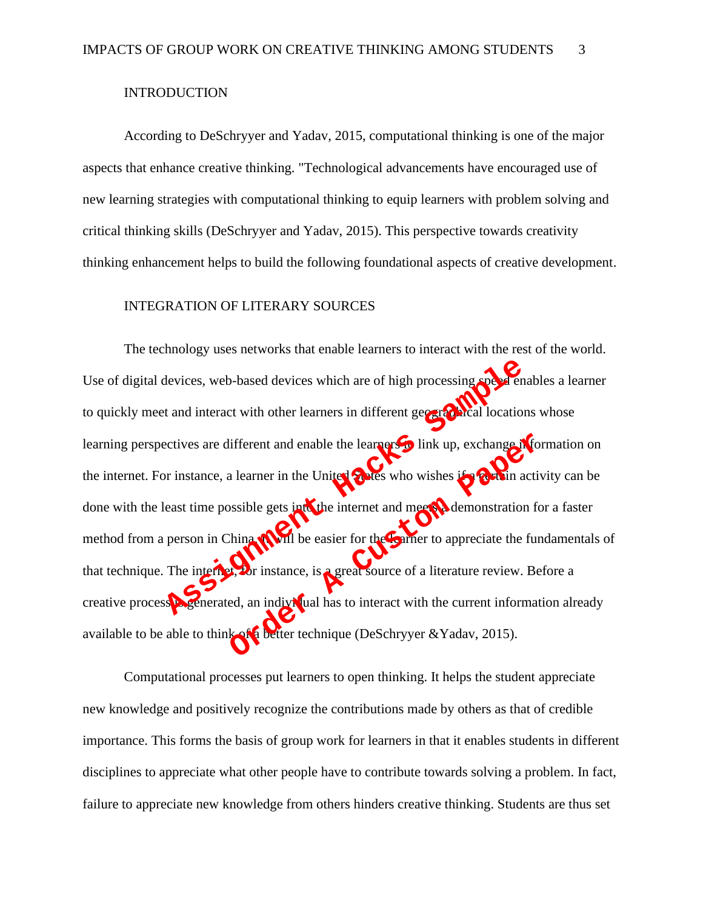## INTRODUCTION

According to DeSchryyer and Yadav, 2015, computational thinking is one of the major aspects that enhance creative thinking. "Technological advancements have encouraged use of new learning strategies with computational thinking to equip learners with problem solving and critical thinking skills (DeSchryyer and Yadav, 2015). This perspective towards creativity thinking enhancement helps to build the following foundational aspects of creative development.

## INTEGRATION OF LITERARY SOURCES

The technology uses networks that enable learners to interact with the rest of the world. Use of digital devices, web-based devices which are of high processing speed enables a learner to quickly meet and interact with other learners in different geographical locations whose learning perspectives are different and enable the learners to link up, exchange information on the internet. For instance, a learner in the United States who wishes if a certain activity can be done with the least time possible gets into the internet and meets a demonstration for a faster method from a person in China. It will be easier for the learner to appreciate the fundamentals of that technique. The internet, for instance, is a great source of a literature review. Before a creative process is generated, an individual has to interact with the current information already available to be able to think of a better technique (DeSchryyer &Yadav, 2015).

Computational processes put learners to open thinking. It helps the student appreciate new knowledge and positively recognize the contributions made by others as that of credible importance. This forms the basis of group work for learners in that it enables students in different disciplines to appreciate what other people have to contribute towards solving a problem. In fact, failure to appreciate new knowledge from others hinders creative thinking. Students are thus set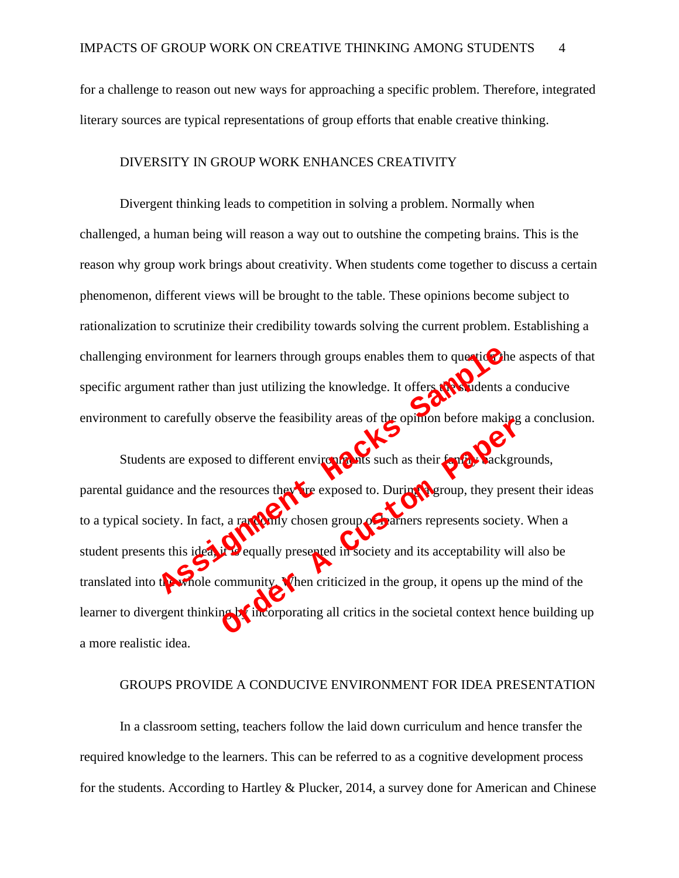for a challenge to reason out new ways for approaching a specific problem. Therefore, integrated literary sources are typical representations of group efforts that enable creative thinking.

## DIVERSITY IN GROUP WORK ENHANCES CREATIVITY

Divergent thinking leads to competition in solving a problem. Normally when challenged, a human being will reason a way out to outshine the competing brains. This is the reason why group work brings about creativity. When students come together to discuss a certain phenomenon, different views will be brought to the table. These opinions become subject to rationalization to scrutinize their credibility towards solving the current problem. Establishing a challenging environment for learners through groups enables them to question the aspects of that specific argument rather than just utilizing the knowledge. It offers the students a conducive environment to carefully observe the feasibility areas of the opinion before making a conclusion.

Students are exposed to different environments such as their family backgrounds, parental guidance and the resources they are exposed to. During a group, they present their ideas to a typical society. In fact, a randomly chosen group of learners represents society. When a student presents this idea, it is equally presented in society and its acceptability will also be translated into the whole community. When criticized in the group, it opens up the mind of the learner to divergent thinking by incorporating all critics in the societal context hence building up a more realistic idea.

## GROUPS PROVIDE A CONDUCIVE ENVIRONMENT FOR IDEA PRESENTATION

In a classroom setting, teachers follow the laid down curriculum and hence transfer the required knowledge to the learners. This can be referred to as a cognitive development process for the students. According to Hartley & Plucker, 2014, a survey done for American and Chinese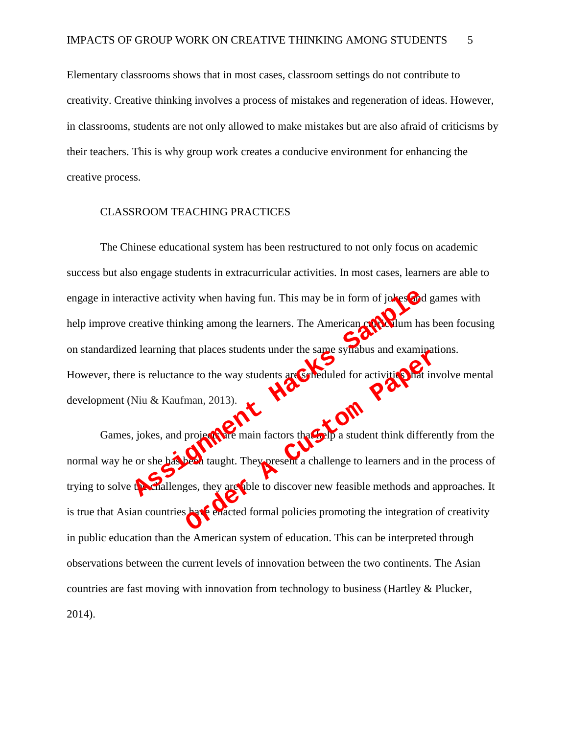Elementary classrooms shows that in most cases, classroom settings do not contribute to creativity. Creative thinking involves a process of mistakes and regeneration of ideas. However, in classrooms, students are not only allowed to make mistakes but are also afraid of criticisms by their teachers. This is why group work creates a conducive environment for enhancing the creative process.

## CLASSROOM TEACHING PRACTICES

The Chinese educational system has been restructured to not only focus on academic success but also engage students in extracurricular activities. In most cases, learners are able to engage in interactive activity when having fun. This may be in form of jokes and games with help improve creative thinking among the learners. The American curriculum has been focusing on standardized learning that places students under the same syllabus and examinations. However, there is reluctance to the way students are scheduled for activities that involve mental development (Niu & Kaufman, 2013).

Games, jokes, and projects are main factors that help a student think differently from the normal way he or she has been taught. They present a challenge to learners and in the process of trying to solve the challenges, they are able to discover new feasible methods and approaches. It is true that Asian countries have enacted formal policies promoting the integration of creativity in public education than the American system of education. This can be interpreted through observations between the current levels of innovation between the two continents. The Asian countries are fast moving with innovation from technology to business (Hartley & Plucker, 2014).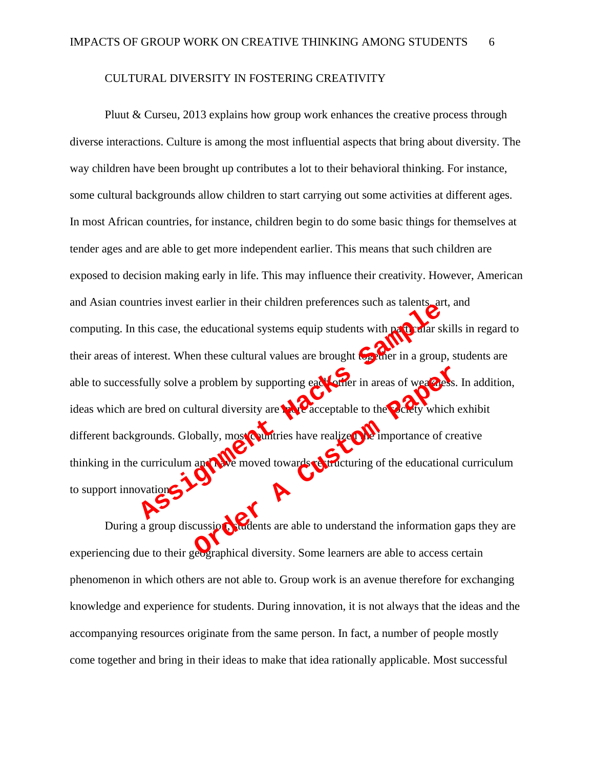## CULTURAL DIVERSITY IN FOSTERING CREATIVITY

Pluut & Curseu, 2013 explains how group work enhances the creative process through diverse interactions. Culture is among the most influential aspects that bring about diversity. The way children have been brought up contributes a lot to their behavioral thinking. For instance, some cultural backgrounds allow children to start carrying out some activities at different ages. In most African countries, for instance, children begin to do some basic things for themselves at tender ages and are able to get more independent earlier. This means that such children are exposed to decision making early in life. This may influence their creativity. However, American and Asian countries invest earlier in their children preferences such as talents, art, and computing. In this case, the educational systems equip students with particular skills in regard to their areas of interest. When these cultural values are brought together in a group, students are able to successfully solve a problem by supporting each other in areas of weakness. In addition, ideas which are bred on cultural diversity are more acceptable to the society which exhibit different backgrounds. Globally, most countries have realized the importance of creative thinking in the curriculum and have moved towards restructuring of the educational curriculum to support innovation.

During a group discussion, students are able to understand the information gaps they are experiencing due to their geographical diversity. Some learners are able to access certain phenomenon in which others are not able to. Group work is an avenue therefore for exchanging knowledge and experience for students. During innovation, it is not always that the ideas and the accompanying resources originate from the same person. In fact, a number of people mostly come together and bring in their ideas to make that idea rationally applicable. Most successful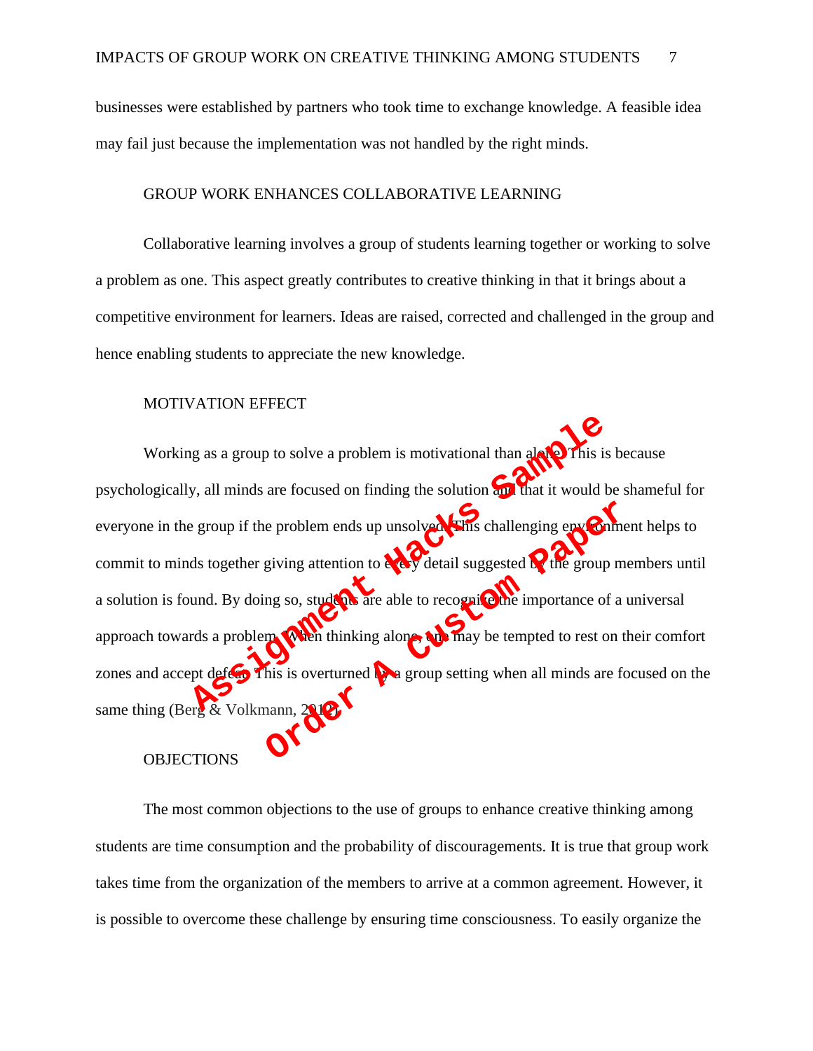businesses were established by partners who took time to exchange knowledge. A feasible idea may fail just because the implementation was not handled by the right minds.

## GROUP WORK ENHANCES COLLABORATIVE LEARNING

Collaborative learning involves a group of students learning together or working to solve a problem as one. This aspect greatly contributes to creative thinking in that it brings about a competitive environment for learners. Ideas are raised, corrected and challenged in the group and hence enabling students to appreciate the new knowledge.

## MOTIVATION EFFECT

Working as a group to solve a problem is motivational than alone. This is because psychologically, all minds are focused on finding the solution and that it would be shameful for everyone in the group if the problem ends up unsolved. This challenging environment helps to commit to minds together giving attention to every detail suggested by the group members until a solution is found. By doing so, students are able to recognize the importance of a universal approach towards a problem. When thinking alone, one may be tempted to rest on their comfort zones and accept defeat. This is overturned by a group setting when all minds are focused on the same thing (Berg & Volkmann, 2012).

## OBJECTIONS

The most common objections to the use of groups to enhance creative thinking among students are time consumption and the probability of discouragements. It is true that group work takes time from the organization of the members to arrive at a common agreement. However, it is possible to overcome these challenge by ensuring time consciousness. To easily organize the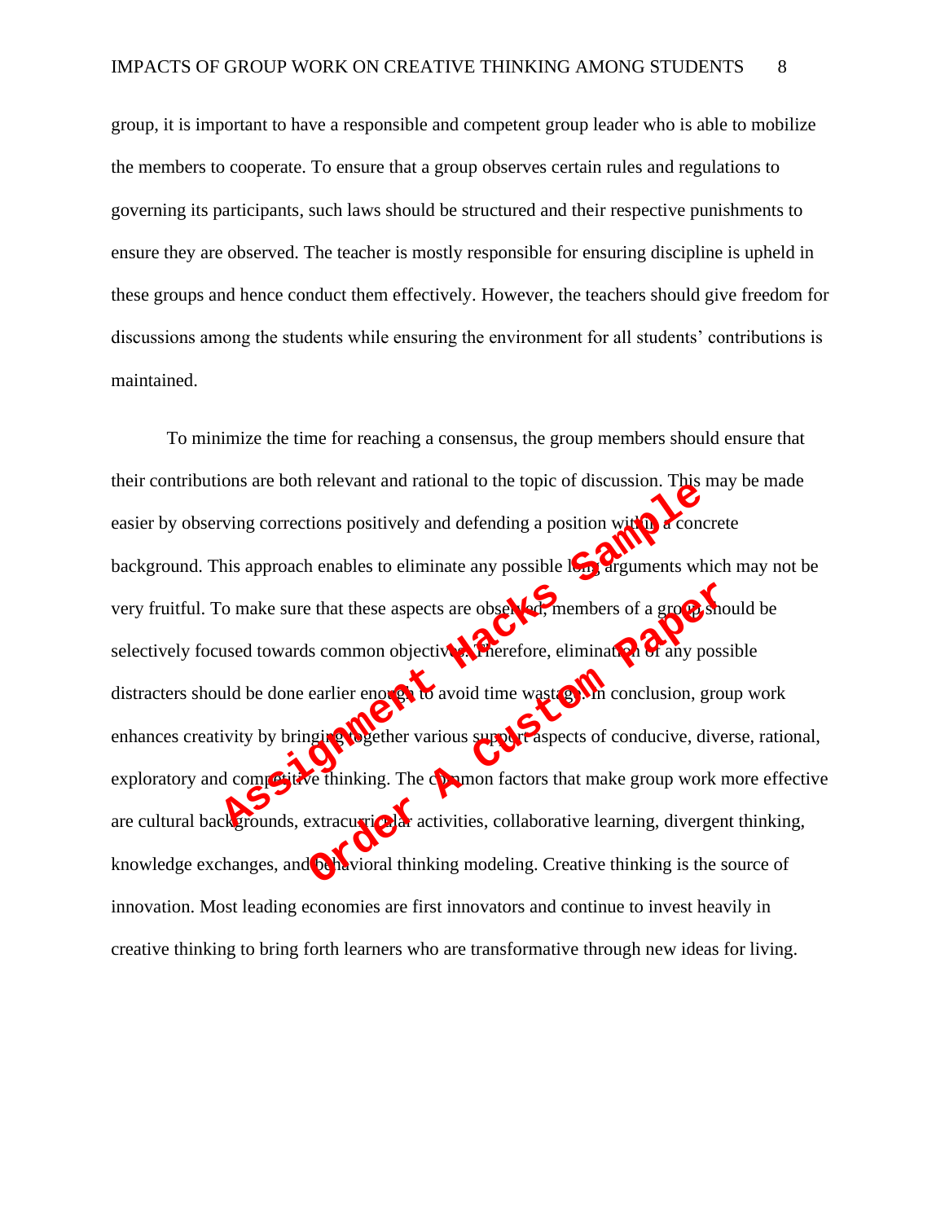group, it is important to have a responsible and competent group leader who is able to mobilize the members to cooperate. To ensure that a group observes certain rules and regulations to governing its participants, such laws should be structured and their respective punishments to ensure they are observed. The teacher is mostly responsible for ensuring discipline is upheld in these groups and hence conduct them effectively. However, the teachers should give freedom for discussions among the students while ensuring the environment for all students' contributions is maintained.

To minimize the time for reaching a consensus, the group members should ensure that their contributions are both relevant and rational to the topic of discussion. This may be made easier by observing corrections positively and defending a position within a concrete background. This approach enables to eliminate any possible long arguments which may not be very fruitful. To make sure that these aspects are observed, members of a group should be selectively focused towards common objectives. Therefore, elimination of any possible distracters should be done earlier enough to avoid time wastage. In conclusion, group work enhances creativity by bringing together various support aspects of conducive, diverse, rational, exploratory and competitive thinking. The common factors that make group work more effective are cultural backgrounds, extracurricular activities, collaborative learning, divergent thinking, knowledge exchanges, and behavioral thinking modeling. Creative thinking is the source of innovation. Most leading economies are first innovators and continue to invest heavily in creative thinking to bring forth learners who are transformative through new ideas for living.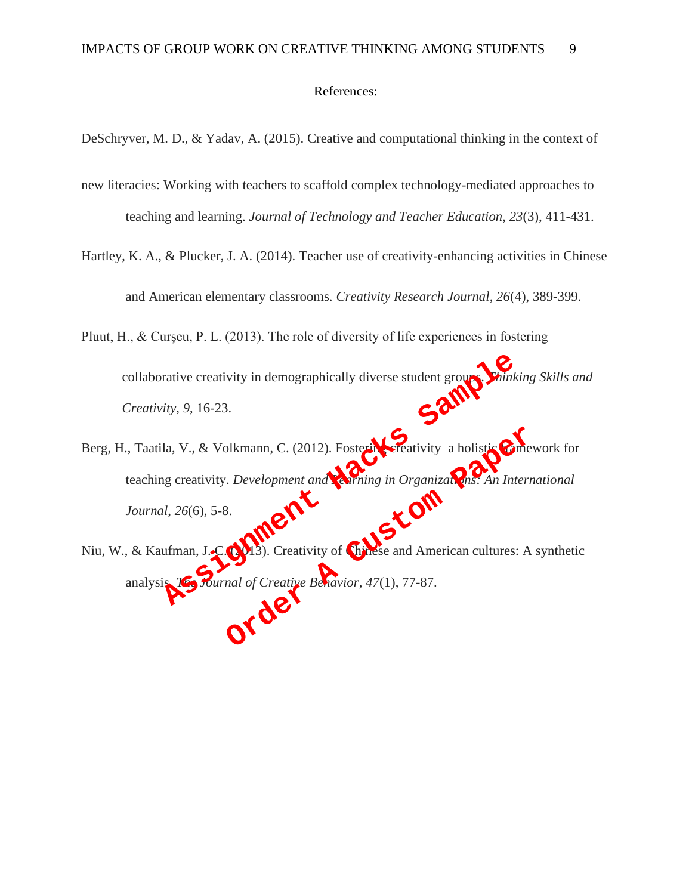## References:

DeSchryver, M. D., & Yadav, A. (2015). Creative and computational thinking in the context of new literacies: Working with teachers to scaffold complex technology-mediated approaches to teaching and learning. *Journal of Technology and Teacher Education*, *23*(3), 411-431.

Hartley, K. A., & Plucker, J. A. (2014). Teacher use of creativity-enhancing activities in Chinese and American elementary classrooms. *Creativity Research Journal*, *26*(4), 389-399.

Pluut, H., & Curşeu, P. L. (2013). The role of diversity of life experiences in fostering collaborative creativity in demographically diverse student groups. *Thinking Skills and Creativity*, *9*, 16-23.

Berg, H., Taatila, V., & Volkmann, C. (2012). Fostering creativity–a holistic framework for teaching creativity. *Development and Learning in Organizations: An International Journal*, *26*(6), 5-8.

Niu, W., & Kaufman, J. C. (2013). Creativity of Chinese and American cultures: A synthetic analysis. *The Journal of Creative Behavior*, *47*(1), 77-87.